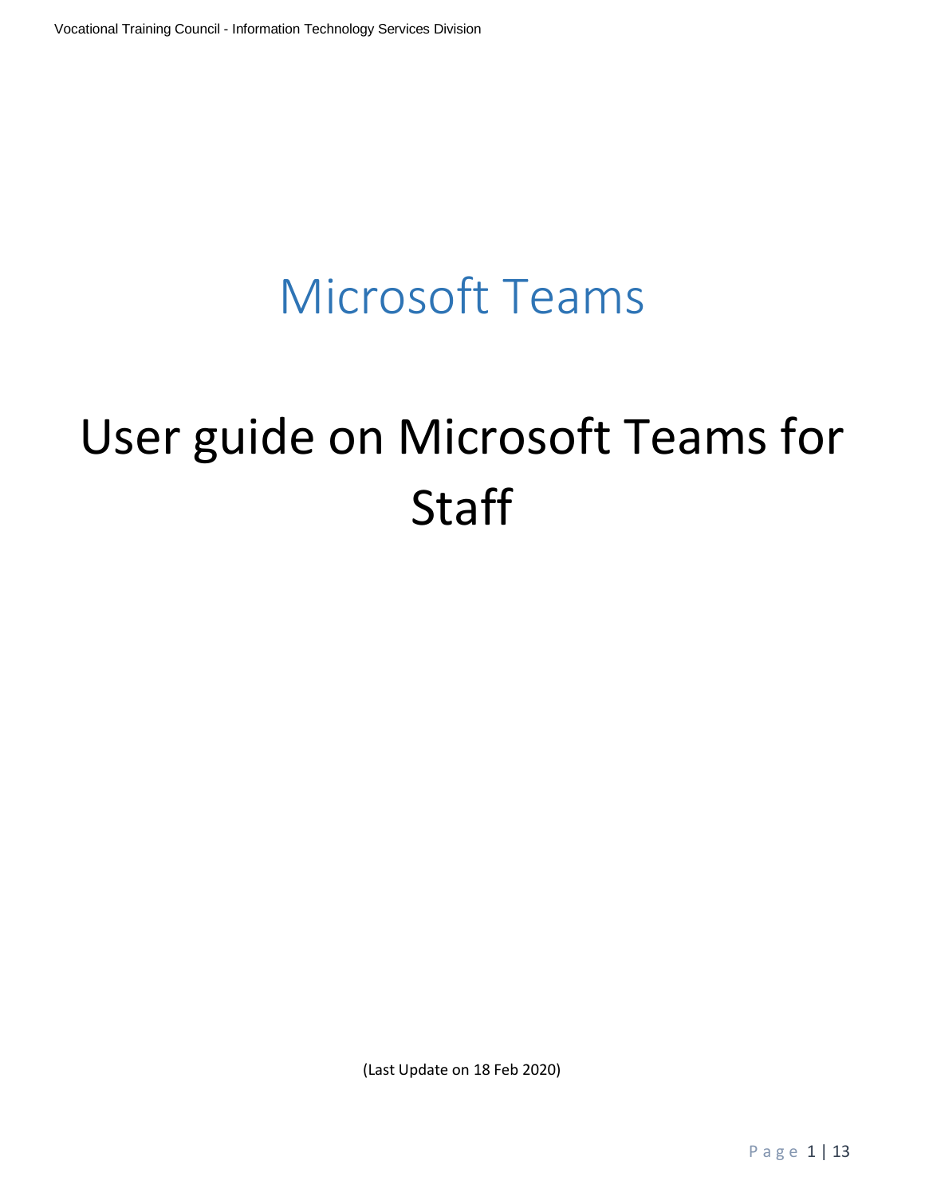# Microsoft Teams

# User guide on Microsoft Teams for Staff

(Last Update on 18 Feb 2020)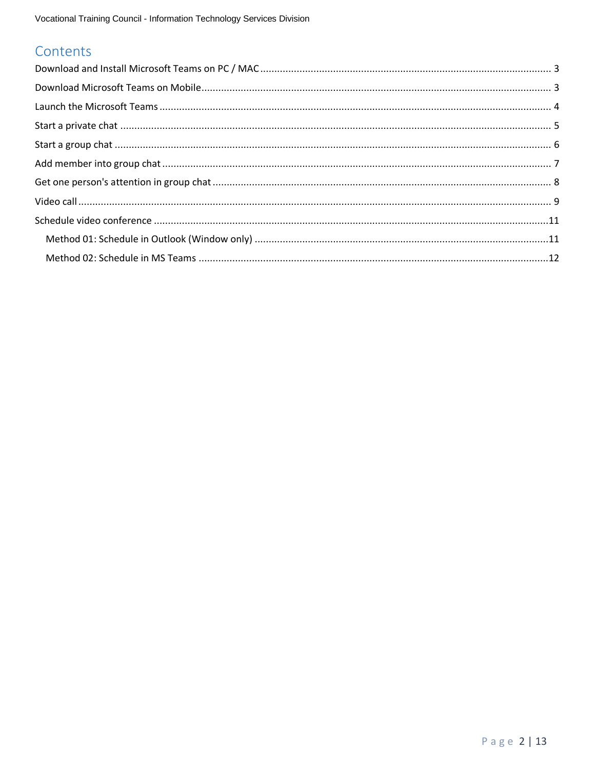# Contents

Download and Install Microsoft Teams on PC / MAC ........ 3

Download Microsoft Teams on Mobile ........ 3

Launch the Microsoft Teams ........ 4

Start a private chat ........ 5

Start a group chat ........ 6

Add member into group chat ........ 7

Get one person's attention in group chat ........ 8

Video call ........ 9

Schedule video conference ........ 11

- Method 01: Schedule in Outlook (Window only) ........ 11
- Method 02: Schedule in MS Teams ........ 12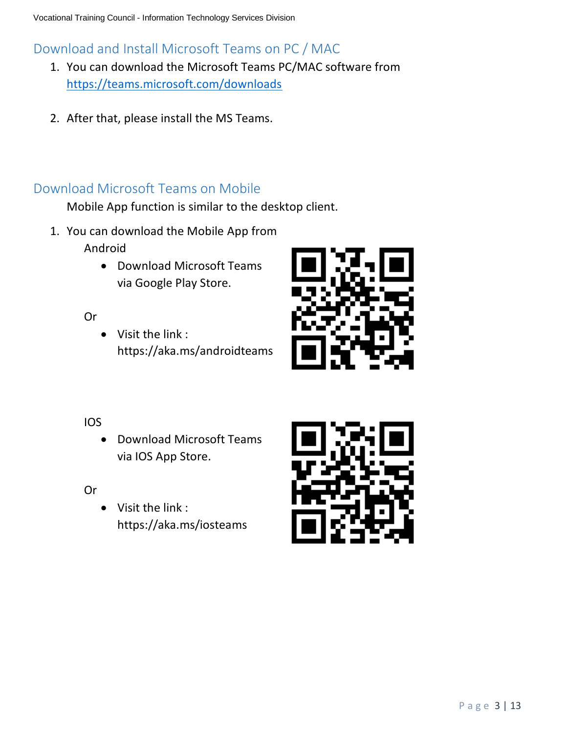## Download and Install Microsoft Teams on PC / MAC

1. You can download the Microsoft Teams PC/MAC software from https://teams.microsoft.com/downloads

2. After that, please install the MS Teams.

## Download Microsoft Teams on Mobile

Mobile App function is similar to the desktop client.

1. You can download the Mobile App from

   Android

   - Download Microsoft Teams via Google Play Store.

   Or

   - Visit the link : https://aka.ms/androidteams

   IOS

   - Download Microsoft Teams via IOS App Store.

   Or

   - Visit the link : https://aka.ms/iosteams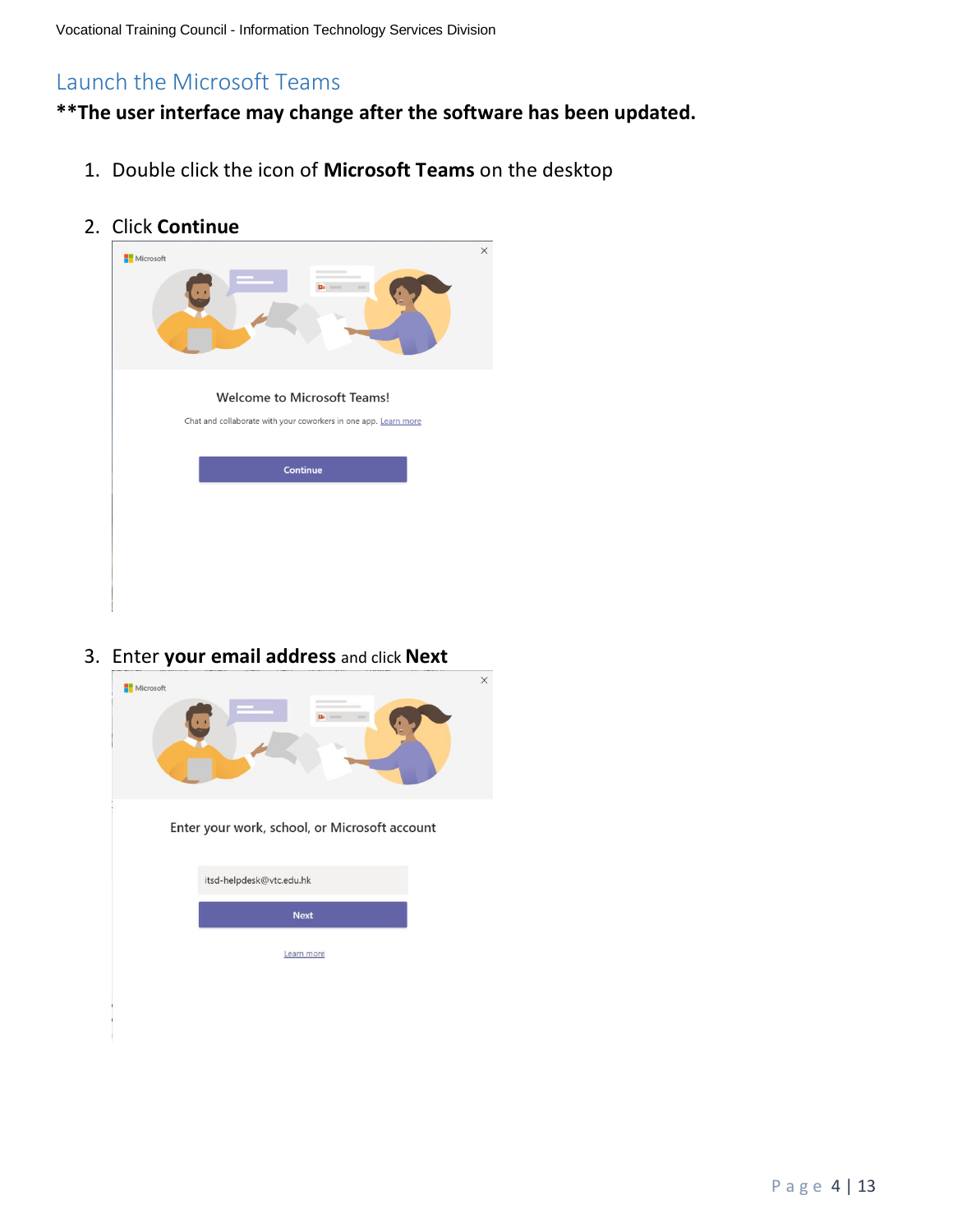## Launch the Microsoft Teams

**\*\*The user interface may change after the software has been updated.**

1. Double click the icon of **Microsoft Teams** on the desktop

2. Click **Continue**

3. Enter **your email address** and click **Next**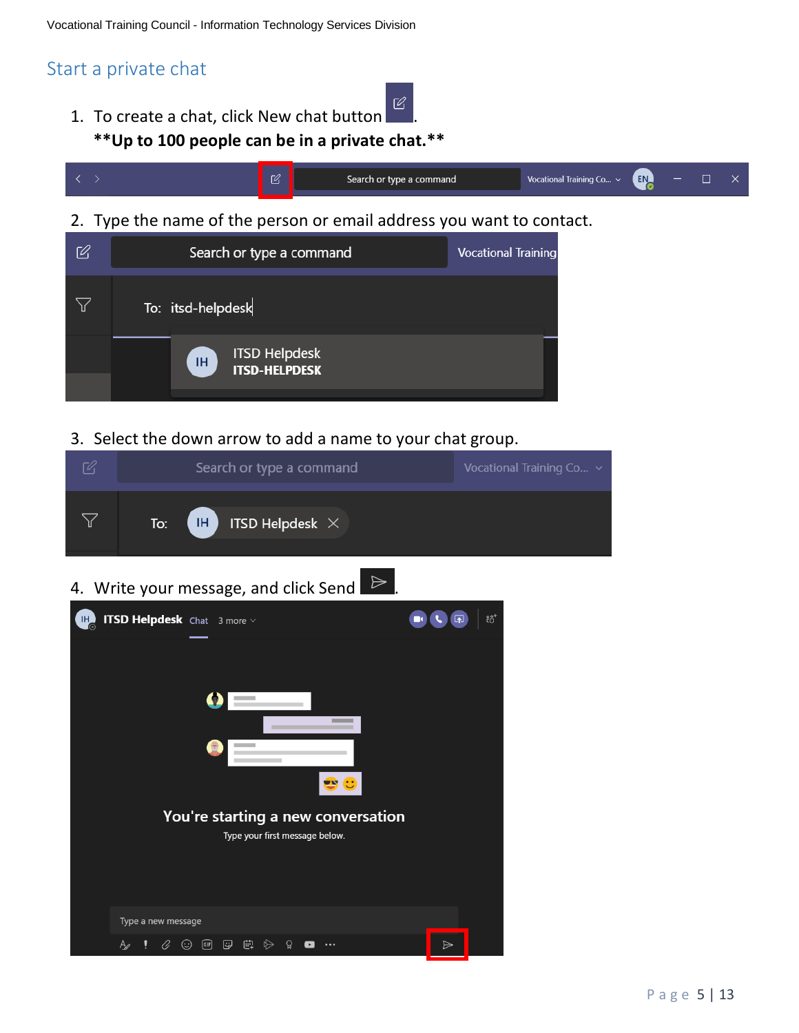## Start a private chat

1. To create a chat, click New chat button .
   **\*\*Up to 100 people can be in a private chat.\*\***
2. Type the name of the person or email address you want to contact.
3. Select the down arrow to add a name to your chat group.
4. Write your message, and click Send .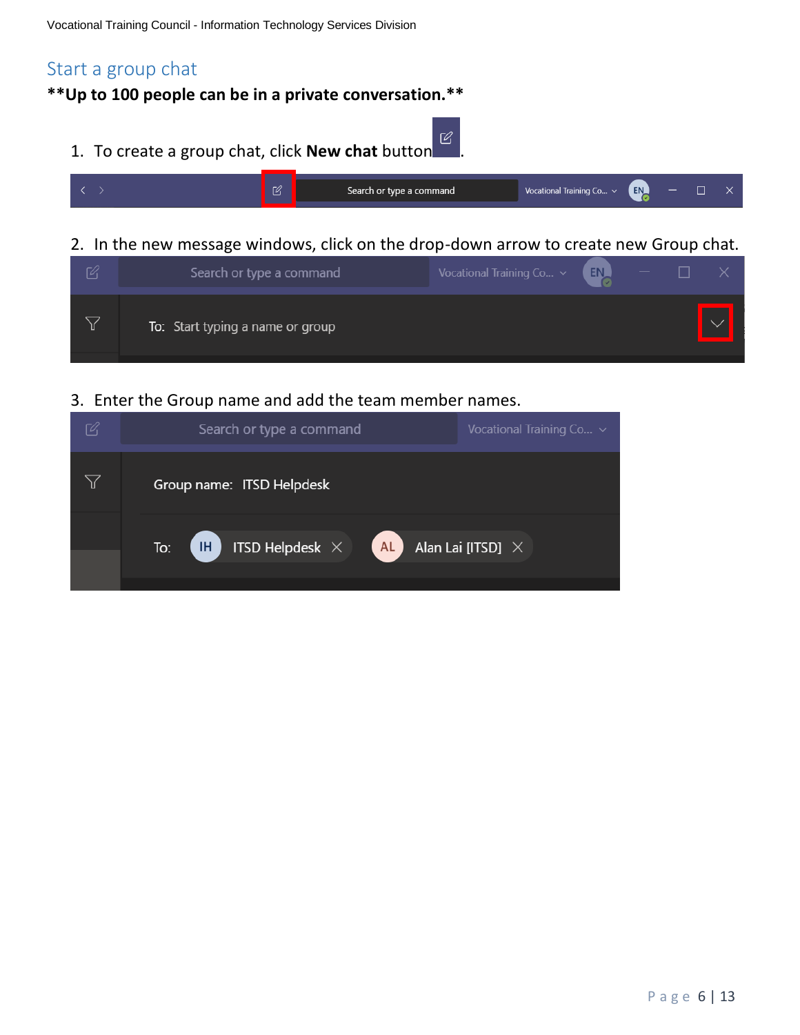## Start a group chat

**\*\*Up to 100 people can be in a private conversation.\*\***

1. To create a group chat, click **New chat** button.

2. In the new message windows, click on the drop-down arrow to create new Group chat.

3. Enter the Group name and add the team member names.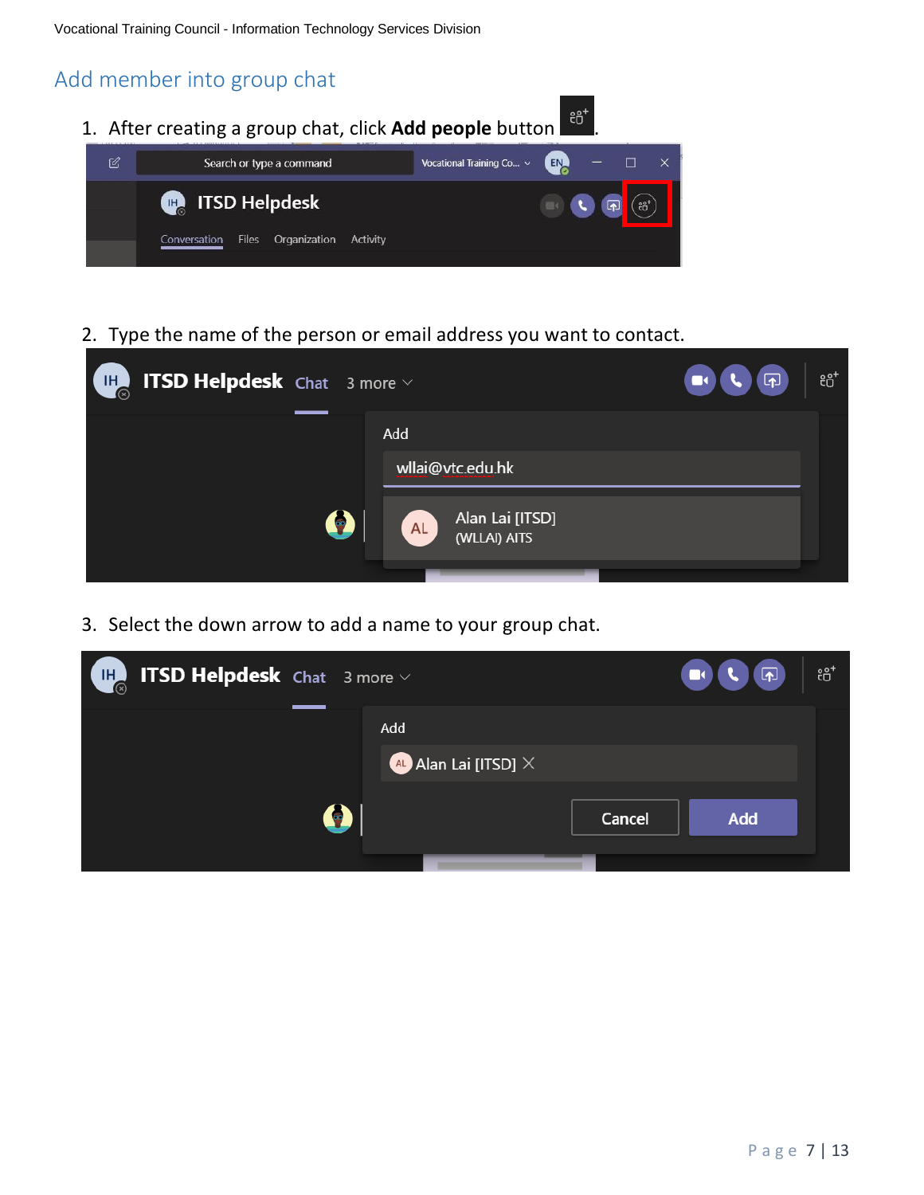## Add member into group chat

1. After creating a group chat, click **Add people** button.
2. Type the name of the person or email address you want to contact.
3. Select the down arrow to add a name to your group chat.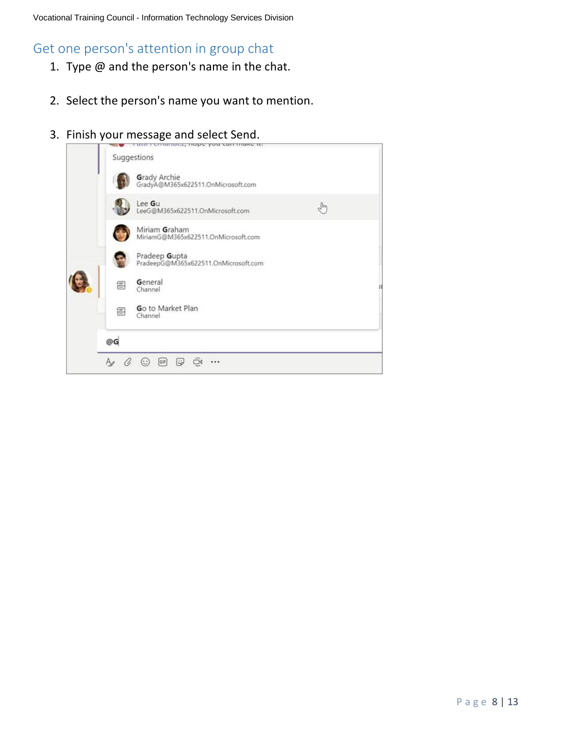## Get one person's attention in group chat

1. Type @ and the person's name in the chat.
2. Select the person's name you want to mention.
3. Finish your message and select Send.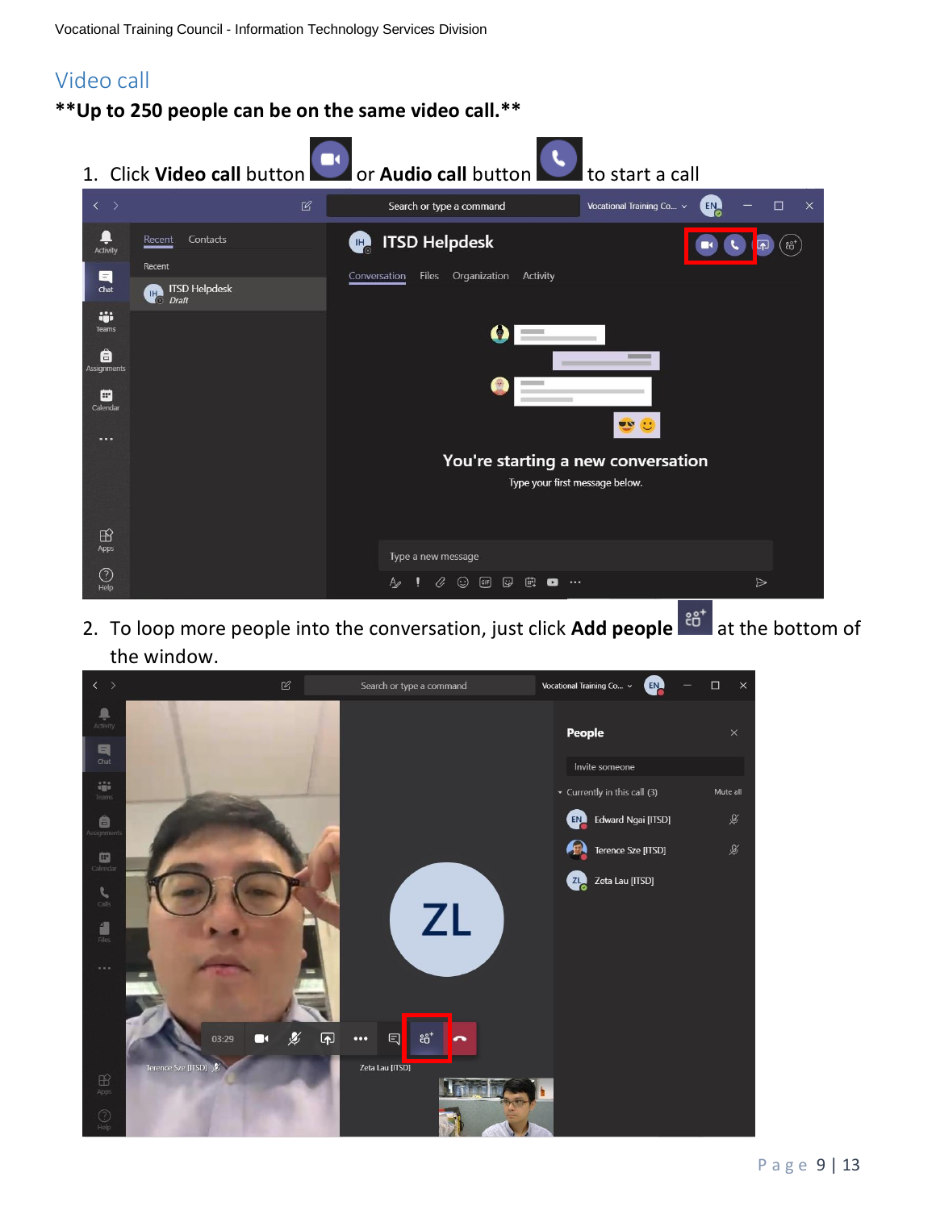## Video call

**\*\*Up to 250 people can be on the same video call.\*\***

1. Click **Video call** button or **Audio call** button to start a call

2. To loop more people into the conversation, just click **Add people** at the bottom of the window.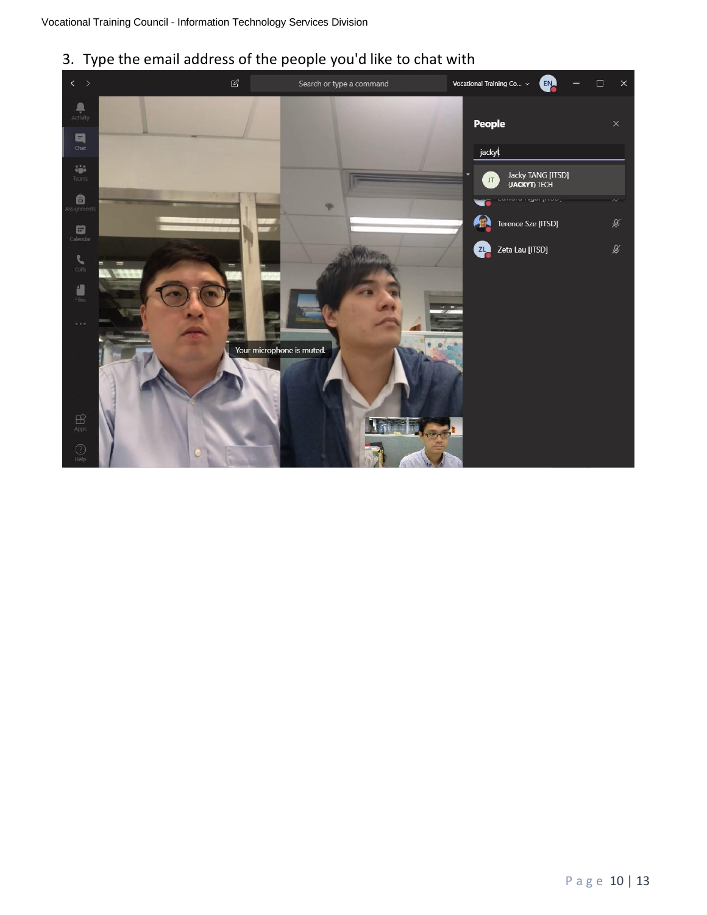3. Type the email address of the people you'd like to chat with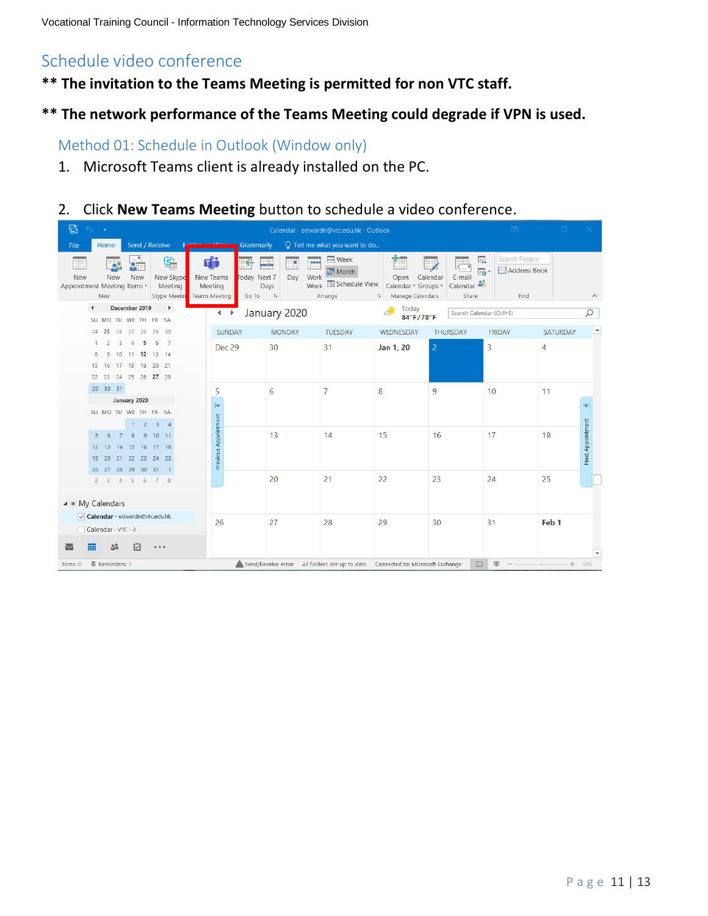## Schedule video conference

**\*\* The invitation to the Teams Meeting is permitted for non VTC staff.**

**\*\* The network performance of the Teams Meeting could degrade if VPN is used.**

### Method 01: Schedule in Outlook (Window only)

1. Microsoft Teams client is already installed on the PC.

2. Click **New Teams Meeting** button to schedule a video conference.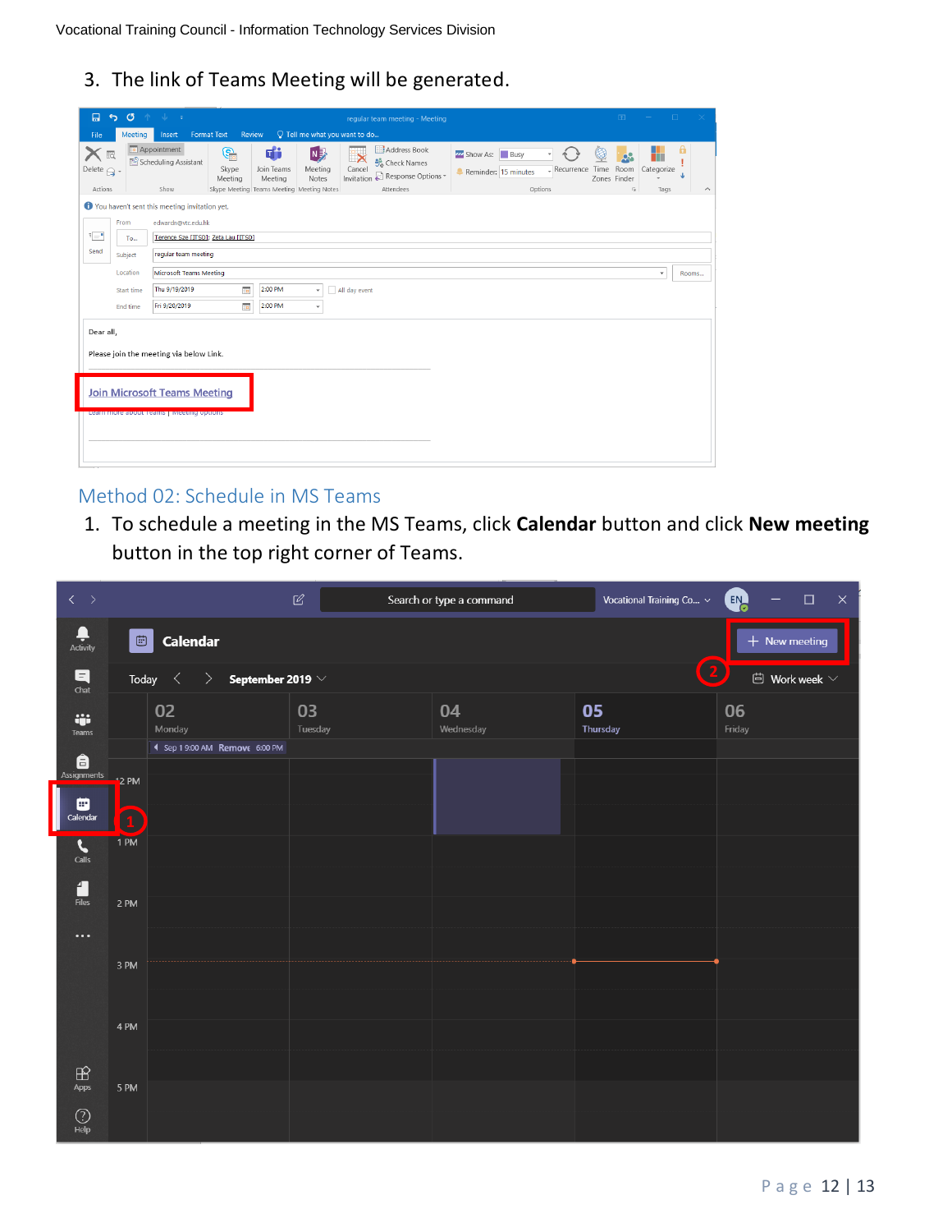3. The link of Teams Meeting will be generated.

## Method 02: Schedule in MS Teams

1. To schedule a meeting in the MS Teams, click **Calendar** button and click **New meeting** button in the top right corner of Teams.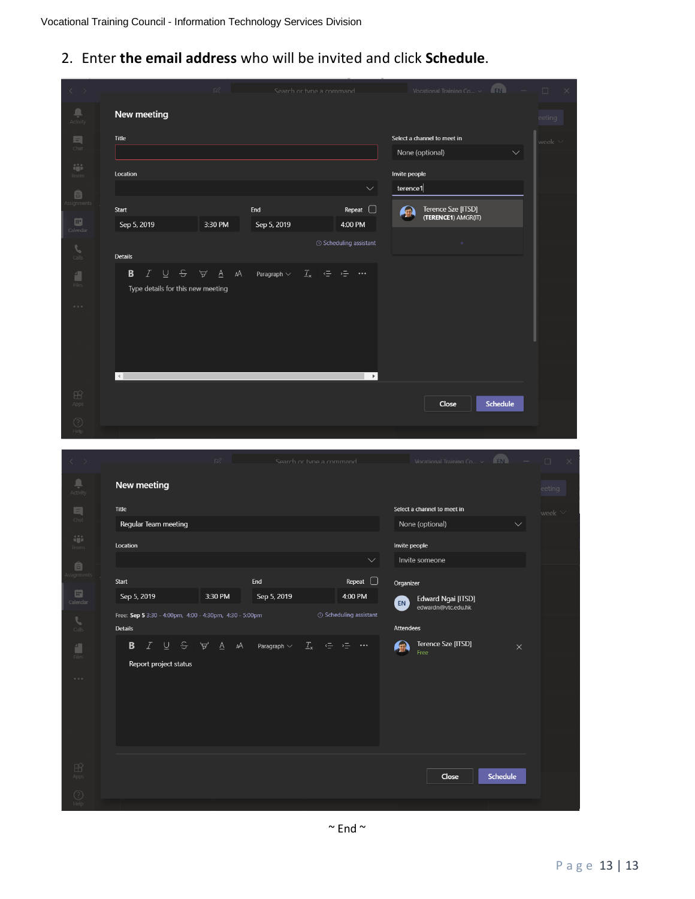2. Enter **the email address** who will be invited and click **Schedule**.

~ End ~